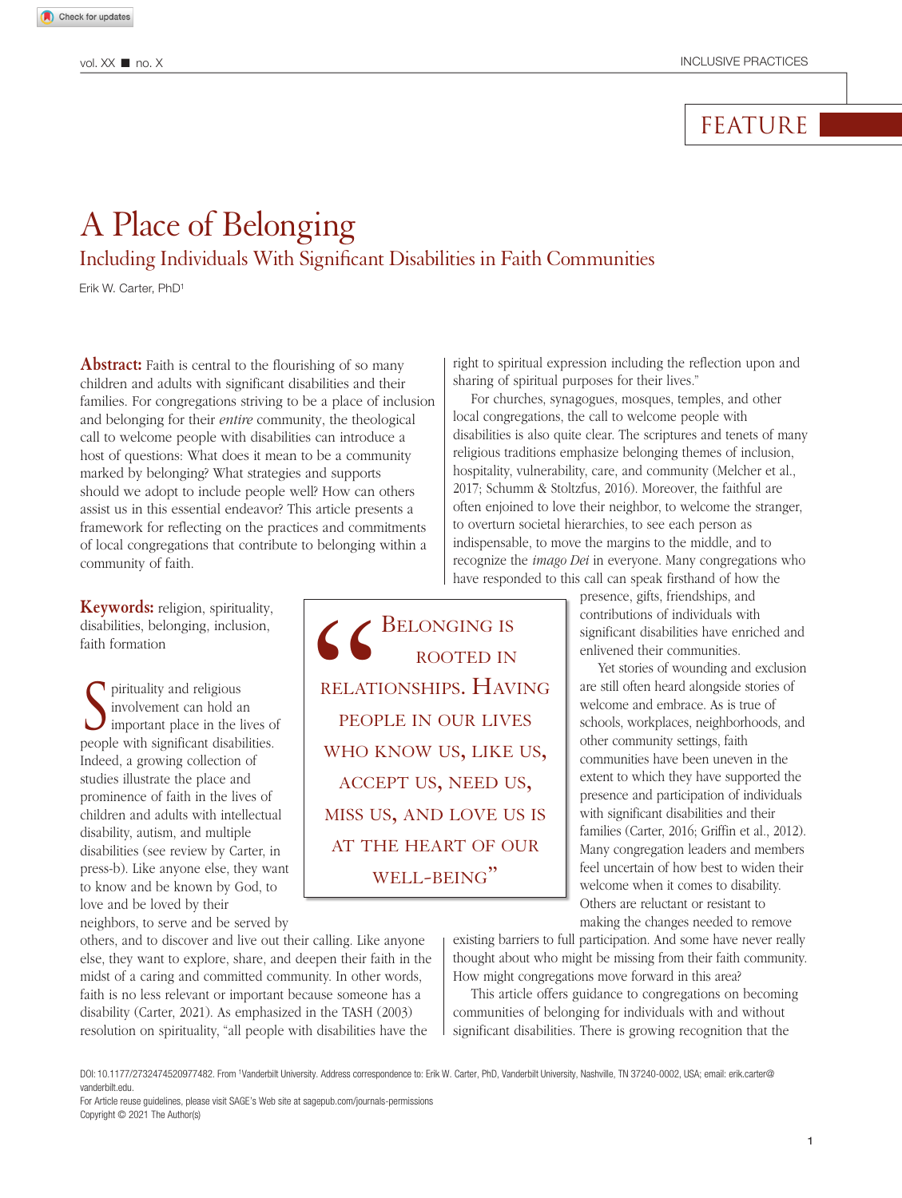FEATURE

# A Place of Belonging

## Including Individuals With Significant Disabilities in Faith Communities

Erik W. Carter, PhD[1]

**Abstract:** Faith is central to the flourishing of so many children and adults with significant disabilities and their families. For congregations striving to be a place of inclusion and belonging for their *entire* community, the theological call to welcome people with disabilities can introduce a host of questions: What does it mean to be a community marked by belonging? What strategies and supports should we adopt to include people well? How can others assist us in this essential endeavor? This article presents a framework for reflecting on the practices and commitments of local congregations that contribute to belonging within a community of faith.

**Keywords:** religion, spirituality, disabilities, belonging, inclusion, faith formation

Spirituality and religious involvement can hold an important place in the lives of people with significant disabilities. Indeed, a growing collection of studies illustrate the place and prominence of faith in the lives of children and adults with intellectual disability, autism, and multiple disabilities (see review by Carter, in press-b). Like anyone else, they want to know and be known by God, to love and be loved by their neighbors, to serve and be served by others, and to discover and live out their calling. Like anyone else, they want to explore, share, and deepen their faith in the midst of a caring and committed community. In other words, faith is no less relevant or important because someone has a disability (Carter, 2021). As emphasized in the TASH (2003) resolution on spirituality, "all people with disabilities have the right to spiritual expression including the reflection upon and sharing of spiritual purposes for their lives."

> "Belonging is rooted in relationships. Having people in our lives who know us, like us, accept us, need us, miss us, and love us is at the heart of our well-being"

For churches, synagogues, mosques, temples, and other local congregations, the call to welcome people with disabilities is also quite clear. The scriptures and tenets of many religious traditions emphasize belonging themes of inclusion, hospitality, vulnerability, care, and community (Melcher et al., 2017; Schumm & Stoltzfus, 2016). Moreover, the faithful are often enjoined to love their neighbor, to welcome the stranger, to overturn societal hierarchies, to see each person as indispensable, to move the margins to the middle, and to recognize the *imago Dei* in everyone. Many congregations who have responded to this call can speak firsthand of how the presence, gifts, friendships, and contributions of individuals with significant disabilities have enriched and enlivened their communities.

Yet stories of wounding and exclusion are still often heard alongside stories of welcome and embrace. As is true of schools, workplaces, neighborhoods, and other community settings, faith communities have been uneven in the extent to which they have supported the presence and participation of individuals with significant disabilities and their families (Carter, 2016; Griffin et al., 2012). Many congregation leaders and members feel uncertain of how best to widen their welcome when it comes to disability. Others are reluctant or resistant to making the changes needed to remove existing barriers to full participation. And some have never really thought about who might be missing from their faith community. How might congregations move forward in this area?

This article offers guidance to congregations on becoming communities of belonging for individuals with and without significant disabilities. There is growing recognition that the

DOI: 10.1177/2732474520977482. From [1]Vanderbilt University. Address correspondence to: Erik W. Carter, PhD, Vanderbilt University, Nashville, TN 37240-0002, USA; email: erik.carter@vanderbilt.edu.
For Article reuse guidelines, please visit SAGE's Web site at sagepub.com/journals-permissions
Copyright © 2021 The Author(s)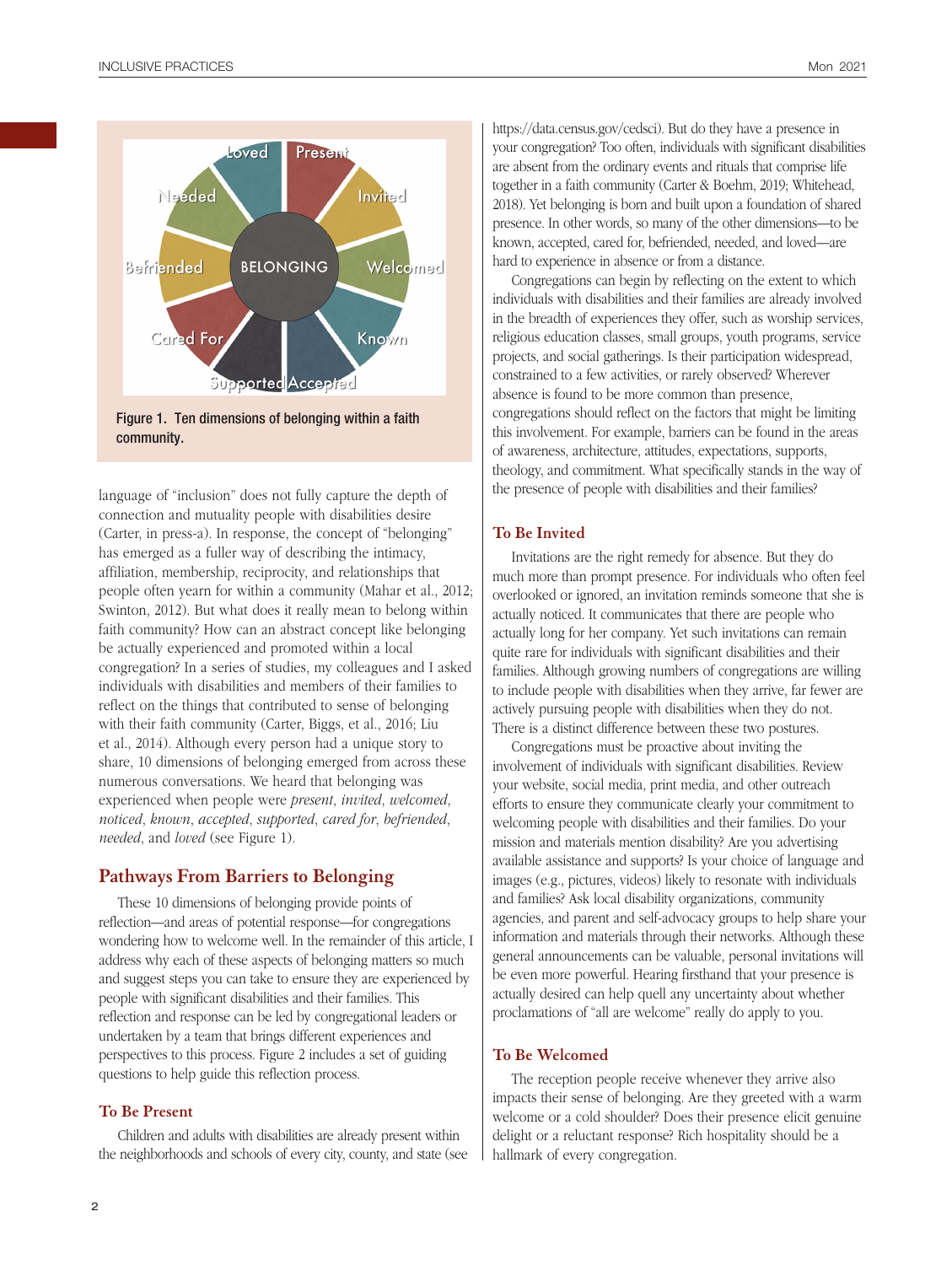Figure 1. Ten dimensions of belonging within a faith community.

language of "inclusion" does not fully capture the depth of connection and mutuality people with disabilities desire (Carter, in press-a). In response, the concept of "belonging" has emerged as a fuller way of describing the intimacy, affiliation, membership, reciprocity, and relationships that people often yearn for within a community (Mahar et al., 2012; Swinton, 2012). But what does it really mean to belong within faith community? How can an abstract concept like belonging be actually experienced and promoted within a local congregation? In a series of studies, my colleagues and I asked individuals with disabilities and members of their families to reflect on the things that contributed to sense of belonging with their faith community (Carter, Biggs, et al., 2016; Liu et al., 2014). Although every person had a unique story to share, 10 dimensions of belonging emerged from across these numerous conversations. We heard that belonging was experienced when people were *present*, *invited*, *welcomed*, *noticed*, *known*, *accepted*, *supported*, *cared for*, *befriended*, *needed*, and *loved* (see Figure 1).

## Pathways From Barriers to Belonging

These 10 dimensions of belonging provide points of reflection—and areas of potential response—for congregations wondering how to welcome well. In the remainder of this article, I address why each of these aspects of belonging matters so much and suggest steps you can take to ensure they are experienced by people with significant disabilities and their families. This reflection and response can be led by congregational leaders or undertaken by a team that brings different experiences and perspectives to this process. Figure 2 includes a set of guiding questions to help guide this reflection process.

### To Be Present

Children and adults with disabilities are already present within the neighborhoods and schools of every city, county, and state (see https://data.census.gov/cedsci). But do they have a presence in your congregation? Too often, individuals with significant disabilities are absent from the ordinary events and rituals that comprise life together in a faith community (Carter & Boehm, 2019; Whitehead, 2018). Yet belonging is born and built upon a foundation of shared presence. In other words, so many of the other dimensions—to be known, accepted, cared for, befriended, needed, and loved—are hard to experience in absence or from a distance.

Congregations can begin by reflecting on the extent to which individuals with disabilities and their families are already involved in the breadth of experiences they offer, such as worship services, religious education classes, small groups, youth programs, service projects, and social gatherings. Is their participation widespread, constrained to a few activities, or rarely observed? Wherever absence is found to be more common than presence, congregations should reflect on the factors that might be limiting this involvement. For example, barriers can be found in the areas of awareness, architecture, attitudes, expectations, supports, theology, and commitment. What specifically stands in the way of the presence of people with disabilities and their families?

### To Be Invited

Invitations are the right remedy for absence. But they do much more than prompt presence. For individuals who often feel overlooked or ignored, an invitation reminds someone that she is actually noticed. It communicates that there are people who actually long for her company. Yet such invitations can remain quite rare for individuals with significant disabilities and their families. Although growing numbers of congregations are willing to include people with disabilities when they arrive, far fewer are actively pursuing people with disabilities when they do not. There is a distinct difference between these two postures.

Congregations must be proactive about inviting the involvement of individuals with significant disabilities. Review your website, social media, print media, and other outreach efforts to ensure they communicate clearly your commitment to welcoming people with disabilities and their families. Do your mission and materials mention disability? Are you advertising available assistance and supports? Is your choice of language and images (e.g., pictures, videos) likely to resonate with individuals and families? Ask local disability organizations, community agencies, and parent and self-advocacy groups to help share your information and materials through their networks. Although these general announcements can be valuable, personal invitations will be even more powerful. Hearing firsthand that your presence is actually desired can help quell any uncertainty about whether proclamations of "all are welcome" really do apply to you.

### To Be Welcomed

The reception people receive whenever they arrive also impacts their sense of belonging. Are they greeted with a warm welcome or a cold shoulder? Does their presence elicit genuine delight or a reluctant response? Rich hospitality should be a hallmark of every congregation.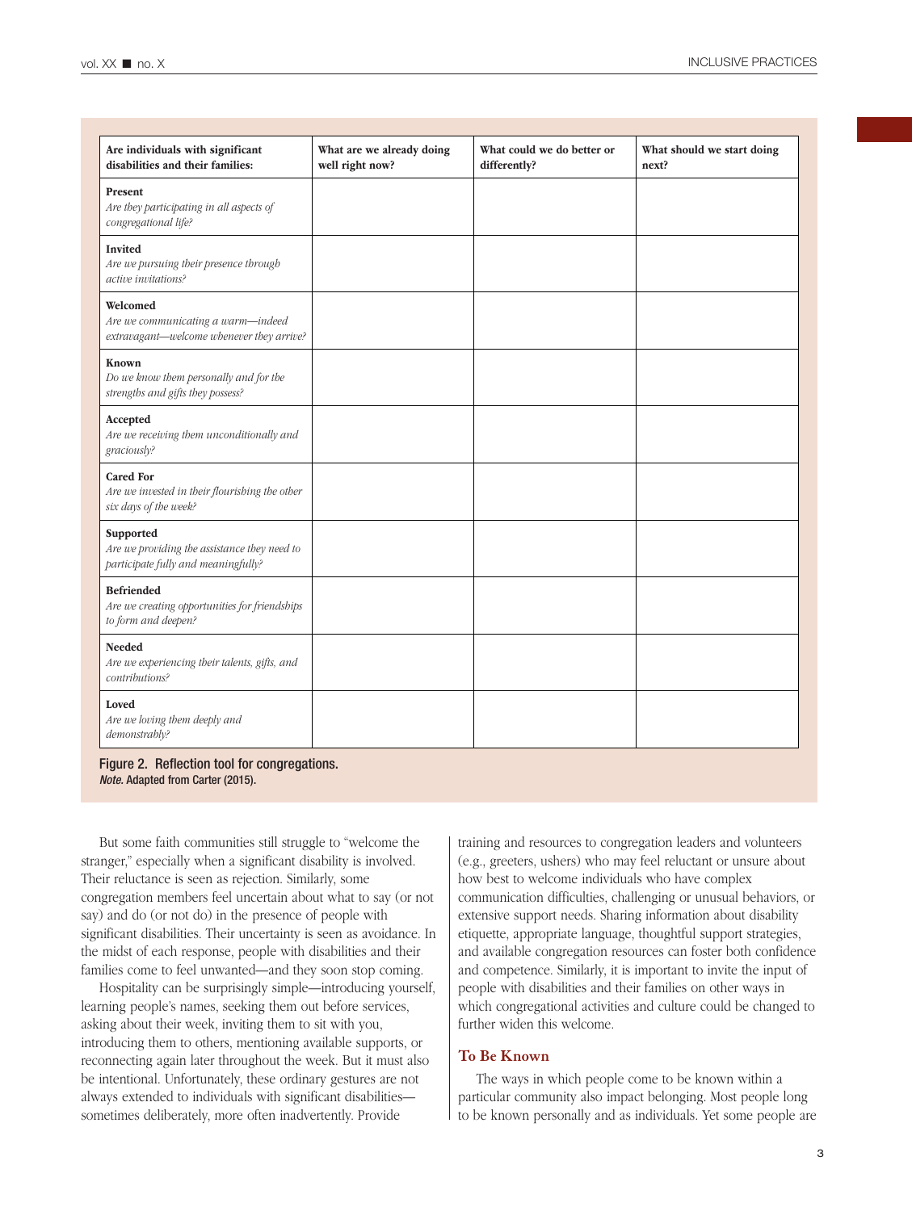| Are individuals with significant disabilities and their families: | What are we already doing well right now? | What could we do better or differently? | What should we start doing next? |
|---|---|---|---|
| **Present**<br>*Are they participating in all aspects of congregational life?* | | | |
| **Invited**<br>*Are we pursuing their presence through active invitations?* | | | |
| **Welcomed**<br>*Are we communicating a warm—indeed extravagant—welcome whenever they arrive?* | | | |
| **Known**<br>*Do we know them personally and for the strengths and gifts they possess?* | | | |
| **Accepted**<br>*Are we receiving them unconditionally and graciously?* | | | |
| **Cared For**<br>*Are we invested in their flourishing the other six days of the week?* | | | |
| **Supported**<br>*Are we providing the assistance they need to participate fully and meaningfully?* | | | |
| **Befriended**<br>*Are we creating opportunities for friendships to form and deepen?* | | | |
| **Needed**<br>*Are we experiencing their talents, gifts, and contributions?* | | | |
| **Loved**<br>*Are we loving them deeply and demonstrably?* | | | |

Figure 2. Reflection tool for congregations.
*Note.* Adapted from Carter (2015).

But some faith communities still struggle to "welcome the stranger," especially when a significant disability is involved. Their reluctance is seen as rejection. Similarly, some congregation members feel uncertain about what to say (or not say) and do (or not do) in the presence of people with significant disabilities. Their uncertainty is seen as avoidance. In the midst of each response, people with disabilities and their families come to feel unwanted—and they soon stop coming.

Hospitality can be surprisingly simple—introducing yourself, learning people's names, seeking them out before services, asking about their week, inviting them to sit with you, introducing them to others, mentioning available supports, or reconnecting again later throughout the week. But it must also be intentional. Unfortunately, these ordinary gestures are not always extended to individuals with significant disabilities—sometimes deliberately, more often inadvertently. Provide training and resources to congregation leaders and volunteers (e.g., greeters, ushers) who may feel reluctant or unsure about how best to welcome individuals who have complex communication difficulties, challenging or unusual behaviors, or extensive support needs. Sharing information about disability etiquette, appropriate language, thoughtful support strategies, and available congregation resources can foster both confidence and competence. Similarly, it is important to invite the input of people with disabilities and their families on other ways in which congregational activities and culture could be changed to further widen this welcome.

## To Be Known

The ways in which people come to be known within a particular community also impact belonging. Most people long to be known personally and as individuals. Yet some people are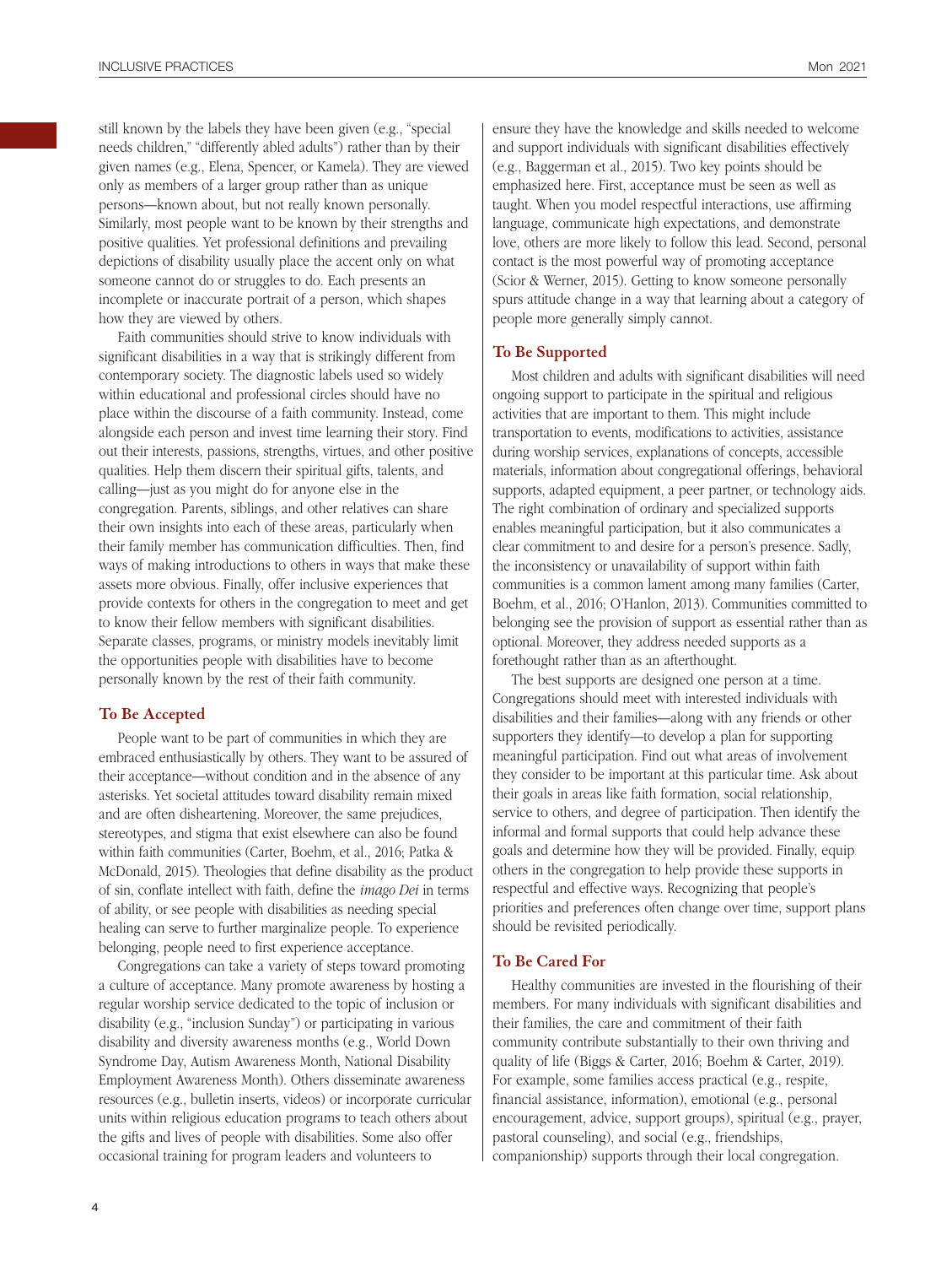still known by the labels they have been given (e.g., "special needs children," "differently abled adults") rather than by their given names (e.g., Elena, Spencer, or Kamela). They are viewed only as members of a larger group rather than as unique persons—known about, but not really known personally. Similarly, most people want to be known by their strengths and positive qualities. Yet professional definitions and prevailing depictions of disability usually place the accent only on what someone cannot do or struggles to do. Each presents an incomplete or inaccurate portrait of a person, which shapes how they are viewed by others.

Faith communities should strive to know individuals with significant disabilities in a way that is strikingly different from contemporary society. The diagnostic labels used so widely within educational and professional circles should have no place within the discourse of a faith community. Instead, come alongside each person and invest time learning their story. Find out their interests, passions, strengths, virtues, and other positive qualities. Help them discern their spiritual gifts, talents, and calling—just as you might do for anyone else in the congregation. Parents, siblings, and other relatives can share their own insights into each of these areas, particularly when their family member has communication difficulties. Then, find ways of making introductions to others in ways that make these assets more obvious. Finally, offer inclusive experiences that provide contexts for others in the congregation to meet and get to know their fellow members with significant disabilities. Separate classes, programs, or ministry models inevitably limit the opportunities people with disabilities have to become personally known by the rest of their faith community.

### To Be Accepted

People want to be part of communities in which they are embraced enthusiastically by others. They want to be assured of their acceptance—without condition and in the absence of any asterisks. Yet societal attitudes toward disability remain mixed and are often disheartening. Moreover, the same prejudices, stereotypes, and stigma that exist elsewhere can also be found within faith communities (Carter, Boehm, et al., 2016; Patka & McDonald, 2015). Theologies that define disability as the product of sin, conflate intellect with faith, define the *imago Dei* in terms of ability, or see people with disabilities as needing special healing can serve to further marginalize people. To experience belonging, people need to first experience acceptance.

Congregations can take a variety of steps toward promoting a culture of acceptance. Many promote awareness by hosting a regular worship service dedicated to the topic of inclusion or disability (e.g., "inclusion Sunday") or participating in various disability and diversity awareness months (e.g., World Down Syndrome Day, Autism Awareness Month, National Disability Employment Awareness Month). Others disseminate awareness resources (e.g., bulletin inserts, videos) or incorporate curricular units within religious education programs to teach others about the gifts and lives of people with disabilities. Some also offer occasional training for program leaders and volunteers to ensure they have the knowledge and skills needed to welcome and support individuals with significant disabilities effectively (e.g., Baggerman et al., 2015). Two key points should be emphasized here. First, acceptance must be seen as well as taught. When you model respectful interactions, use affirming language, communicate high expectations, and demonstrate love, others are more likely to follow this lead. Second, personal contact is the most powerful way of promoting acceptance (Scior & Werner, 2015). Getting to know someone personally spurs attitude change in a way that learning about a category of people more generally simply cannot.

### To Be Supported

Most children and adults with significant disabilities will need ongoing support to participate in the spiritual and religious activities that are important to them. This might include transportation to events, modifications to activities, assistance during worship services, explanations of concepts, accessible materials, information about congregational offerings, behavioral supports, adapted equipment, a peer partner, or technology aids. The right combination of ordinary and specialized supports enables meaningful participation, but it also communicates a clear commitment to and desire for a person's presence. Sadly, the inconsistency or unavailability of support within faith communities is a common lament among many families (Carter, Boehm, et al., 2016; O'Hanlon, 2013). Communities committed to belonging see the provision of support as essential rather than as optional. Moreover, they address needed supports as a forethought rather than as an afterthought.

The best supports are designed one person at a time. Congregations should meet with interested individuals with disabilities and their families—along with any friends or other supporters they identify—to develop a plan for supporting meaningful participation. Find out what areas of involvement they consider to be important at this particular time. Ask about their goals in areas like faith formation, social relationship, service to others, and degree of participation. Then identify the informal and formal supports that could help advance these goals and determine how they will be provided. Finally, equip others in the congregation to help provide these supports in respectful and effective ways. Recognizing that people's priorities and preferences often change over time, support plans should be revisited periodically.

### To Be Cared For

Healthy communities are invested in the flourishing of their members. For many individuals with significant disabilities and their families, the care and commitment of their faith community contribute substantially to their own thriving and quality of life (Biggs & Carter, 2016; Boehm & Carter, 2019). For example, some families access practical (e.g., respite, financial assistance, information), emotional (e.g., personal encouragement, advice, support groups), spiritual (e.g., prayer, pastoral counseling), and social (e.g., friendships, companionship) supports through their local congregation.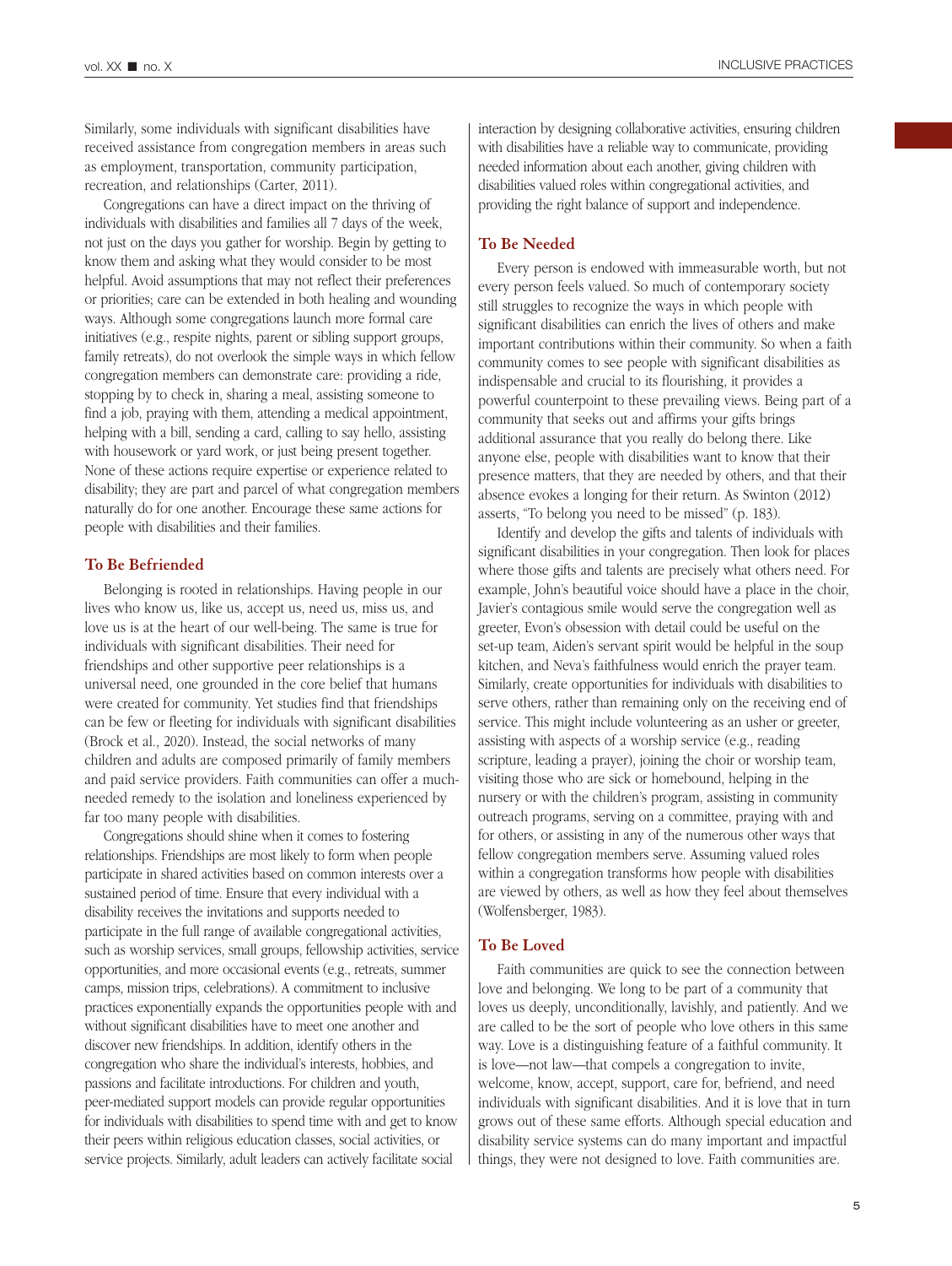Similarly, some individuals with significant disabilities have received assistance from congregation members in areas such as employment, transportation, community participation, recreation, and relationships (Carter, 2011).

Congregations can have a direct impact on the thriving of individuals with disabilities and families all 7 days of the week, not just on the days you gather for worship. Begin by getting to know them and asking what they would consider to be most helpful. Avoid assumptions that may not reflect their preferences or priorities; care can be extended in both healing and wounding ways. Although some congregations launch more formal care initiatives (e.g., respite nights, parent or sibling support groups, family retreats), do not overlook the simple ways in which fellow congregation members can demonstrate care: providing a ride, stopping by to check in, sharing a meal, assisting someone to find a job, praying with them, attending a medical appointment, helping with a bill, sending a card, calling to say hello, assisting with housework or yard work, or just being present together. None of these actions require expertise or experience related to disability; they are part and parcel of what congregation members naturally do for one another. Encourage these same actions for people with disabilities and their families.

## To Be Befriended

Belonging is rooted in relationships. Having people in our lives who know us, like us, accept us, need us, miss us, and love us is at the heart of our well-being. The same is true for individuals with significant disabilities. Their need for friendships and other supportive peer relationships is a universal need, one grounded in the core belief that humans were created for community. Yet studies find that friendships can be few or fleeting for individuals with significant disabilities (Brock et al., 2020). Instead, the social networks of many children and adults are composed primarily of family members and paid service providers. Faith communities can offer a much-needed remedy to the isolation and loneliness experienced by far too many people with disabilities.

Congregations should shine when it comes to fostering relationships. Friendships are most likely to form when people participate in shared activities based on common interests over a sustained period of time. Ensure that every individual with a disability receives the invitations and supports needed to participate in the full range of available congregational activities, such as worship services, small groups, fellowship activities, service opportunities, and more occasional events (e.g., retreats, summer camps, mission trips, celebrations). A commitment to inclusive practices exponentially expands the opportunities people with and without significant disabilities have to meet one another and discover new friendships. In addition, identify others in the congregation who share the individual's interests, hobbies, and passions and facilitate introductions. For children and youth, peer-mediated support models can provide regular opportunities for individuals with disabilities to spend time with and get to know their peers within religious education classes, social activities, or service projects. Similarly, adult leaders can actively facilitate social interaction by designing collaborative activities, ensuring children with disabilities have a reliable way to communicate, providing needed information about each another, giving children with disabilities valued roles within congregational activities, and providing the right balance of support and independence.

## To Be Needed

Every person is endowed with immeasurable worth, but not every person feels valued. So much of contemporary society still struggles to recognize the ways in which people with significant disabilities can enrich the lives of others and make important contributions within their community. So when a faith community comes to see people with significant disabilities as indispensable and crucial to its flourishing, it provides a powerful counterpoint to these prevailing views. Being part of a community that seeks out and affirms your gifts brings additional assurance that you really do belong there. Like anyone else, people with disabilities want to know that their presence matters, that they are needed by others, and that their absence evokes a longing for their return. As Swinton (2012) asserts, "To belong you need to be missed" (p. 183).

Identify and develop the gifts and talents of individuals with significant disabilities in your congregation. Then look for places where those gifts and talents are precisely what others need. For example, John's beautiful voice should have a place in the choir, Javier's contagious smile would serve the congregation well as greeter, Evon's obsession with detail could be useful on the set-up team, Aiden's servant spirit would be helpful in the soup kitchen, and Neva's faithfulness would enrich the prayer team. Similarly, create opportunities for individuals with disabilities to serve others, rather than remaining only on the receiving end of service. This might include volunteering as an usher or greeter, assisting with aspects of a worship service (e.g., reading scripture, leading a prayer), joining the choir or worship team, visiting those who are sick or homebound, helping in the nursery or with the children's program, assisting in community outreach programs, serving on a committee, praying with and for others, or assisting in any of the numerous other ways that fellow congregation members serve. Assuming valued roles within a congregation transforms how people with disabilities are viewed by others, as well as how they feel about themselves (Wolfensberger, 1983).

## To Be Loved

Faith communities are quick to see the connection between love and belonging. We long to be part of a community that loves us deeply, unconditionally, lavishly, and patiently. And we are called to be the sort of people who love others in this same way. Love is a distinguishing feature of a faithful community. It is love—not law—that compels a congregation to invite, welcome, know, accept, support, care for, befriend, and need individuals with significant disabilities. And it is love that in turn grows out of these same efforts. Although special education and disability service systems can do many important and impactful things, they were not designed to love. Faith communities are.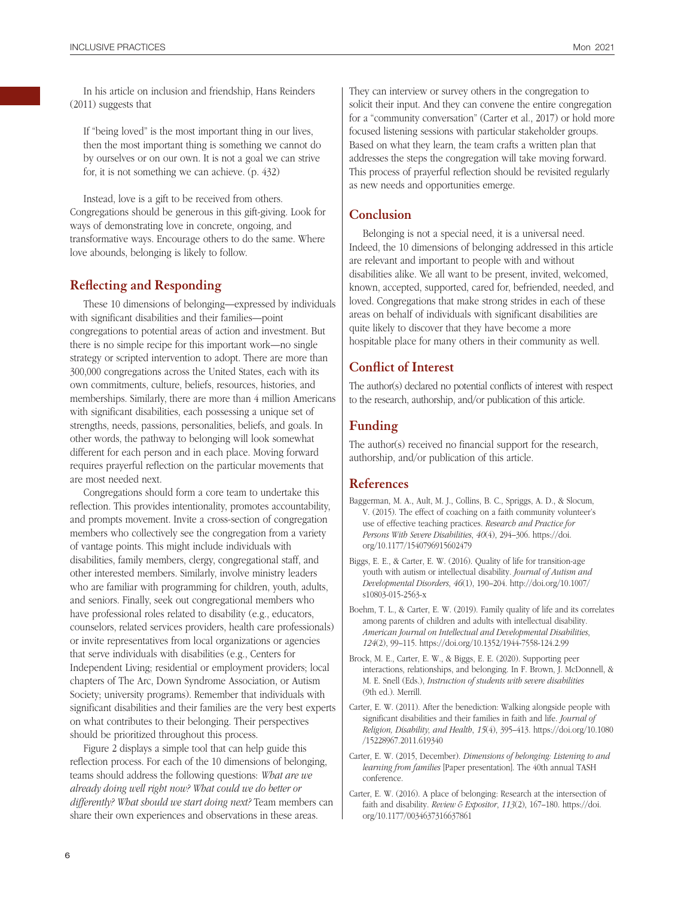In his article on inclusion and friendship, Hans Reinders (2011) suggests that

> If "being loved" is the most important thing in our lives, then the most important thing is something we cannot do by ourselves or on our own. It is not a goal we can strive for, it is not something we can achieve. (p. 432)

Instead, love is a gift to be received from others. Congregations should be generous in this gift-giving. Look for ways of demonstrating love in concrete, ongoing, and transformative ways. Encourage others to do the same. Where love abounds, belonging is likely to follow.

## Reflecting and Responding

These 10 dimensions of belonging—expressed by individuals with significant disabilities and their families—point congregations to potential areas of action and investment. But there is no simple recipe for this important work—no single strategy or scripted intervention to adopt. There are more than 300,000 congregations across the United States, each with its own commitments, culture, beliefs, resources, histories, and memberships. Similarly, there are more than 4 million Americans with significant disabilities, each possessing a unique set of strengths, needs, passions, personalities, beliefs, and goals. In other words, the pathway to belonging will look somewhat different for each person and in each place. Moving forward requires prayerful reflection on the particular movements that are most needed next.

Congregations should form a core team to undertake this reflection. This provides intentionality, promotes accountability, and prompts movement. Invite a cross-section of congregation members who collectively see the congregation from a variety of vantage points. This might include individuals with disabilities, family members, clergy, congregational staff, and other interested members. Similarly, involve ministry leaders who are familiar with programming for children, youth, adults, and seniors. Finally, seek out congregational members who have professional roles related to disability (e.g., educators, counselors, related services providers, health care professionals) or invite representatives from local organizations or agencies that serve individuals with disabilities (e.g., Centers for Independent Living; residential or employment providers; local chapters of The Arc, Down Syndrome Association, or Autism Society; university programs). Remember that individuals with significant disabilities and their families are the very best experts on what contributes to their belonging. Their perspectives should be prioritized throughout this process.

Figure 2 displays a simple tool that can help guide this reflection process. For each of the 10 dimensions of belonging, teams should address the following questions: *What are we already doing well right now? What could we do better or differently? What should we start doing next?* Team members can share their own experiences and observations in these areas. They can interview or survey others in the congregation to solicit their input. And they can convene the entire congregation for a "community conversation" (Carter et al., 2017) or hold more focused listening sessions with particular stakeholder groups. Based on what they learn, the team crafts a written plan that addresses the steps the congregation will take moving forward. This process of prayerful reflection should be revisited regularly as new needs and opportunities emerge.

## Conclusion

Belonging is not a special need, it is a universal need. Indeed, the 10 dimensions of belonging addressed in this article are relevant and important to people with and without disabilities alike. We all want to be present, invited, welcomed, known, accepted, supported, cared for, befriended, needed, and loved. Congregations that make strong strides in each of these areas on behalf of individuals with significant disabilities are quite likely to discover that they have become a more hospitable place for many others in their community as well.

## Conflict of Interest

The author(s) declared no potential conflicts of interest with respect to the research, authorship, and/or publication of this article.

## Funding

The author(s) received no financial support for the research, authorship, and/or publication of this article.

## References

Baggerman, M. A., Ault, M. J., Collins, B. C., Spriggs, A. D., & Slocum, V. (2015). The effect of coaching on a faith community volunteer's use of effective teaching practices. *Research and Practice for Persons With Severe Disabilities*, *40*(4), 294–306. https://doi.org/10.1177/1540796915602479

Biggs, E. E., & Carter, E. W. (2016). Quality of life for transition-age youth with autism or intellectual disability. *Journal of Autism and Developmental Disorders*, *46*(1), 190–204. http://doi.org/10.1007/s10803-015-2563-x

Boehm, T. L., & Carter, E. W. (2019). Family quality of life and its correlates among parents of children and adults with intellectual disability. *American Journal on Intellectual and Developmental Disabilities*, *124*(2), 99–115. https://doi.org/10.1352/1944-7558-124.2.99

Brock, M. E., Carter, E. W., & Biggs, E. E. (2020). Supporting peer interactions, relationships, and belonging. In F. Brown, J. McDonnell, & M. E. Snell (Eds.), *Instruction of students with severe disabilities* (9th ed.). Merrill.

Carter, E. W. (2011). After the benediction: Walking alongside people with significant disabilities and their families in faith and life. *Journal of Religion, Disability, and Health*, *15*(4), 395–413. https://doi.org/10.1080/15228967.2011.619340

Carter, E. W. (2015, December). *Dimensions of belonging: Listening to and learning from families* [Paper presentation]. The 40th annual TASH conference.

Carter, E. W. (2016). A place of belonging: Research at the intersection of faith and disability. *Review & Expositor*, *113*(2), 167–180. https://doi.org/10.1177/0034637316637861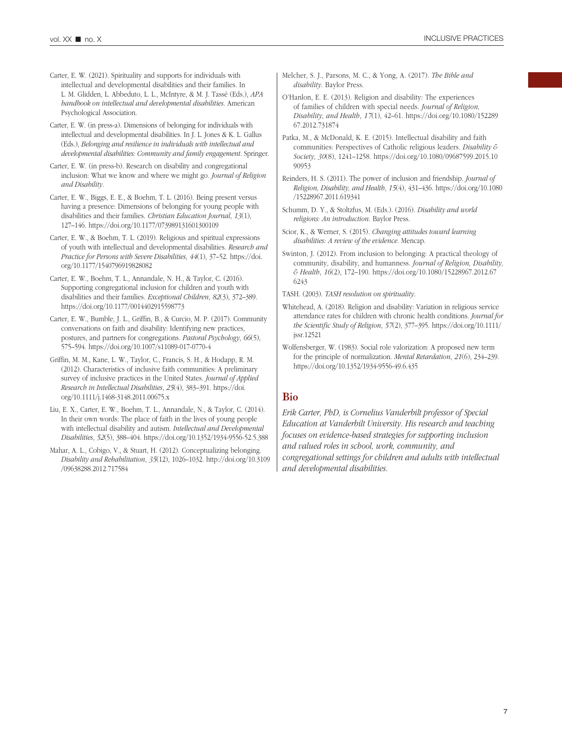Carter, E. W. (2021). Spirituality and supports for individuals with intellectual and developmental disabilities and their families. In L. M. Glidden, L. Abbeduto, L. L., McIntyre, & M. J. Tassé (Eds.), *APA handbook on intellectual and developmental disabilities*. American Psychological Association.

Carter, E. W. (in press-a). Dimensions of belonging for individuals with intellectual and developmental disabilities. In J. L. Jones & K. L. Gallus (Eds.), *Belonging and resilience in individuals with intellectual and developmental disabilities: Community and family engagement*. Springer.

Carter, E. W. (in press-b). Research on disability and congregational inclusion: What we know and where we might go. *Journal of Religion and Disability*.

Carter, E. W., Biggs, E. E., & Boehm, T. L. (2016). Being present versus having a presence: Dimensions of belonging for young people with disabilities and their families. *Christian Education Journal*, *13*(1), 127–146. https://doi.org/10.1177/073989131601300109

Carter, E. W., & Boehm, T. L. (2019). Religious and spiritual expressions of youth with intellectual and developmental disabilities. *Research and Practice for Persons with Severe Disabilities*, *44*(1), 37–52. https://doi.org/10.1177/1540796919828082

Carter, E. W., Boehm, T. L., Annandale, N. H., & Taylor, C. (2016). Supporting congregational inclusion for children and youth with disabilities and their families. *Exceptional Children*, *82*(3), 372–389. https://doi.org/10.1177/0014402915598773

Carter, E. W., Bumble, J. L., Griffin, B., & Curcio, M. P. (2017). Community conversations on faith and disability: Identifying new practices, postures, and partners for congregations. *Pastoral Psychology*, *66*(5), 575–594. https://doi.org/10.1007/s11089-017-0770-4

Griffin, M. M., Kane, L. W., Taylor, C., Francis, S. H., & Hodapp, R. M. (2012). Characteristics of inclusive faith communities: A preliminary survey of inclusive practices in the United States. *Journal of Applied Research in Intellectual Disabilities*, *25*(4), 383–391. https://doi.org/10.1111/j.1468-3148.2011.00675.x

Liu, E. X., Carter, E. W., Boehm, T. L., Annandale, N., & Taylor, C. (2014). In their own words: The place of faith in the lives of young people with intellectual disability and autism. *Intellectual and Developmental Disabilities*, *52*(5), 388–404. https://doi.org/10.1352/1934-9556-52.5.388

Mahar, A. L., Cobigo, V., & Stuart, H. (2012). Conceptualizing belonging. *Disability and Rehabilitation*, *35*(12), 1026–1032. http://doi.org/10.3109/09638288.2012.717584

Melcher, S. J., Parsons, M. C., & Yong, A. (2017). *The Bible and disability*. Baylor Press.

O'Hanlon, E. E. (2013). Religion and disability: The experiences of families of children with special needs. *Journal of Religion, Disability, and Health*, *17*(1), 42–61. https://doi.org/10.1080/15228967.2012.731874

Patka, M., & McDonald, K. E. (2015). Intellectual disability and faith communities: Perspectives of Catholic religious leaders. *Disability & Society*, *30*(8), 1241–1258. https://doi.org/10.1080/09687599.2015.1090953

Reinders, H. S. (2011). The power of inclusion and friendship. *Journal of Religion, Disability, and Health*, *15*(4), 431–436. https://doi.org/10.1080/15228967.2011.619341

Schumm, D. Y., & Stoltzfus, M. (Eds.). (2016). *Disability and world religions: An introduction*. Baylor Press.

Scior, K., & Werner, S. (2015). *Changing attitudes toward learning disabilities: A review of the evidence*. Mencap.

Swinton, J. (2012). From inclusion to belonging: A practical theology of community, disability, and humanness. *Journal of Religion, Disability, & Health*, *16*(2), 172–190. https://doi.org/10.1080/15228967.2012.676243

TASH. (2003). *TASH resolution on spirituality*.

Whitehead, A. (2018). Religion and disability: Variation in religious service attendance rates for children with chronic health conditions. *Journal for the Scientific Study of Religion*, *57*(2), 377–395. https://doi.org/10.1111/jssr.12521

Wolfensberger, W. (1983). Social role valorization: A proposed new term for the principle of normalization. *Mental Retardation*, *21*(6), 234–239. https://doi.org/10.1352/1934-9556-49.6.435

## Bio

*Erik Carter, PhD, is Cornelius Vanderbilt professor of Special Education at Vanderbilt University. His research and teaching focuses on evidence-based strategies for supporting inclusion and valued roles in school, work, community, and congregational settings for children and adults with intellectual and developmental disabilities.*